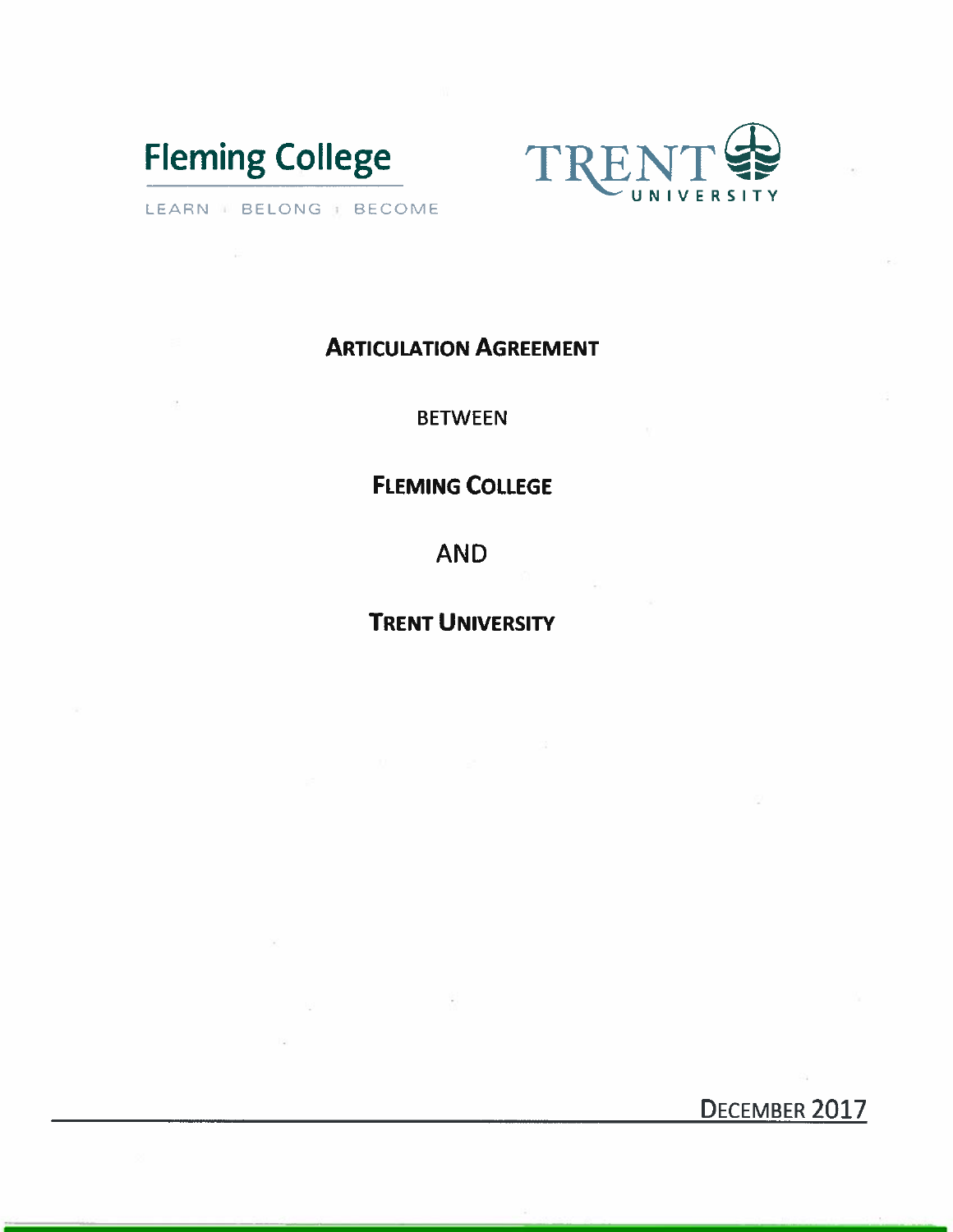Fleming College

LEARN | BELONG | BECOME

TRENT UNIVERSITY

# Articulation Agreement

BETWEEN

**Fleming College**

AND

**Trent University**

December 2017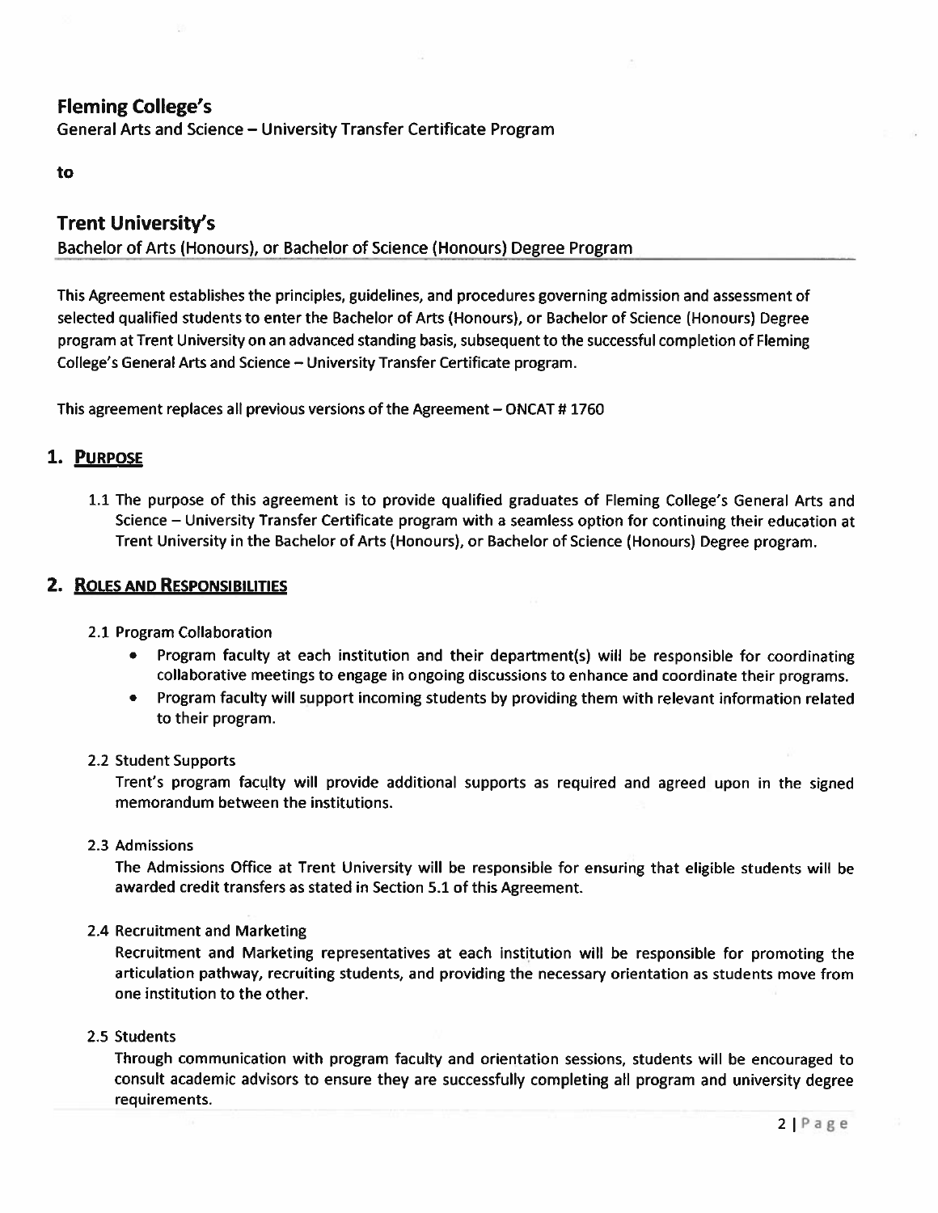## Fleming College's

General Arts and Science – University Transfer Certificate Program

**to**

## Trent University's

Bachelor of Arts (Honours), or Bachelor of Science (Honours) Degree Program

This Agreement establishes the principles, guidelines, and procedures governing admission and assessment of selected qualified students to enter the Bachelor of Arts (Honours), or Bachelor of Science (Honours) Degree program at Trent University on an advanced standing basis, subsequent to the successful completion of Fleming College's General Arts and Science – University Transfer Certificate program.

This agreement replaces all previous versions of the Agreement – ONCAT # 1760

## 1. Purpose

1.1 The purpose of this agreement is to provide qualified graduates of Fleming College's General Arts and Science – University Transfer Certificate program with a seamless option for continuing their education at Trent University in the Bachelor of Arts (Honours), or Bachelor of Science (Honours) Degree program.

## 2. Roles and Responsibilities

2.1 Program Collaboration

- Program faculty at each institution and their department(s) will be responsible for coordinating collaborative meetings to engage in ongoing discussions to enhance and coordinate their programs.
- Program faculty will support incoming students by providing them with relevant information related to their program.

2.2 Student Supports

Trent's program faculty will provide additional supports as required and agreed upon in the signed memorandum between the institutions.

2.3 Admissions

The Admissions Office at Trent University will be responsible for ensuring that eligible students will be awarded credit transfers as stated in Section 5.1 of this Agreement.

2.4 Recruitment and Marketing

Recruitment and Marketing representatives at each institution will be responsible for promoting the articulation pathway, recruiting students, and providing the necessary orientation as students move from one institution to the other.

2.5 Students

Through communication with program faculty and orientation sessions, students will be encouraged to consult academic advisors to ensure they are successfully completing all program and university degree requirements.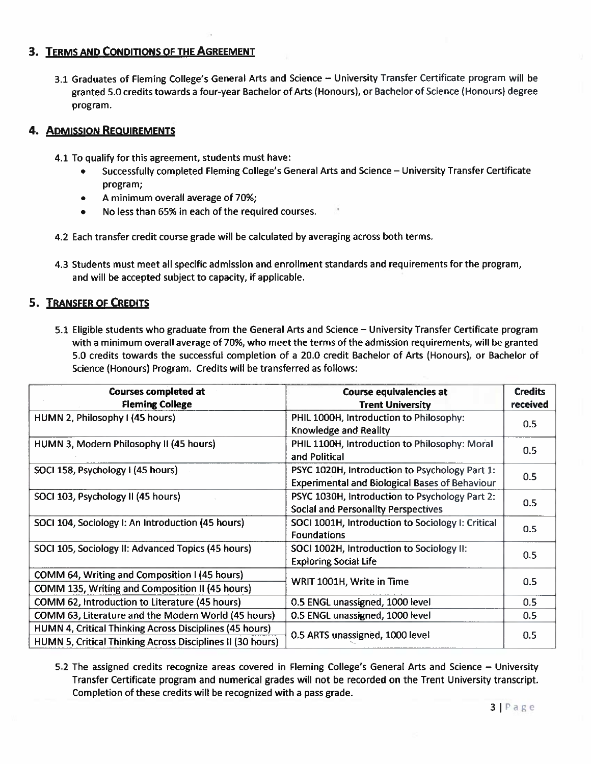## 3. Terms and Conditions of the Agreement

3.1 Graduates of Fleming College's General Arts and Science – University Transfer Certificate program will be granted 5.0 credits towards a four-year Bachelor of Arts (Honours), or Bachelor of Science (Honours) degree program.

## 4. Admission Requirements

4.1 To qualify for this agreement, students must have:

- Successfully completed Fleming College's General Arts and Science – University Transfer Certificate program;
- A minimum overall average of 70%;
- No less than 65% in each of the required courses.

4.2 Each transfer credit course grade will be calculated by averaging across both terms.

4.3 Students must meet all specific admission and enrollment standards and requirements for the program, and will be accepted subject to capacity, if applicable.

## 5. Transfer of Credits

5.1 Eligible students who graduate from the General Arts and Science – University Transfer Certificate program with a minimum overall average of 70%, who meet the terms of the admission requirements, will be granted 5.0 credits towards the successful completion of a 20.0 credit Bachelor of Arts (Honours), or Bachelor of Science (Honours) Program. Credits will be transferred as follows:

| Courses completed at Fleming College | Course equivalencies at Trent University | Credits received |
|---|---|---|
| HUMN 2, Philosophy I (45 hours) | PHIL 1000H, Introduction to Philosophy: Knowledge and Reality | 0.5 |
| HUMN 3, Modern Philosophy II (45 hours) | PHIL 1100H, Introduction to Philosophy: Moral and Political | 0.5 |
| SOCI 158, Psychology I (45 hours) | PSYC 1020H, Introduction to Psychology Part 1: Experimental and Biological Bases of Behaviour | 0.5 |
| SOCI 103, Psychology II (45 hours) | PSYC 1030H, Introduction to Psychology Part 2: Social and Personality Perspectives | 0.5 |
| SOCI 104, Sociology I: An Introduction (45 hours) | SOCI 1001H, Introduction to Sociology I: Critical Foundations | 0.5 |
| SOCI 105, Sociology II: Advanced Topics (45 hours) | SOCI 1002H, Introduction to Sociology II: Exploring Social Life | 0.5 |
| COMM 64, Writing and Composition I (45 hours)<br>COMM 135, Writing and Composition II (45 hours) | WRIT 1001H, Write in Time | 0.5 |
| COMM 62, Introduction to Literature (45 hours) | 0.5 ENGL unassigned, 1000 level | 0.5 |
| COMM 63, Literature and the Modern World (45 hours) | 0.5 ENGL unassigned, 1000 level | 0.5 |
| HUMN 4, Critical Thinking Across Disciplines (45 hours)<br>HUMN 5, Critical Thinking Across Disciplines II (30 hours) | 0.5 ARTS unassigned, 1000 level | 0.5 |

5.2 The assigned credits recognize areas covered in Fleming College's General Arts and Science – University Transfer Certificate program and numerical grades will not be recorded on the Trent University transcript. Completion of these credits will be recognized with a pass grade.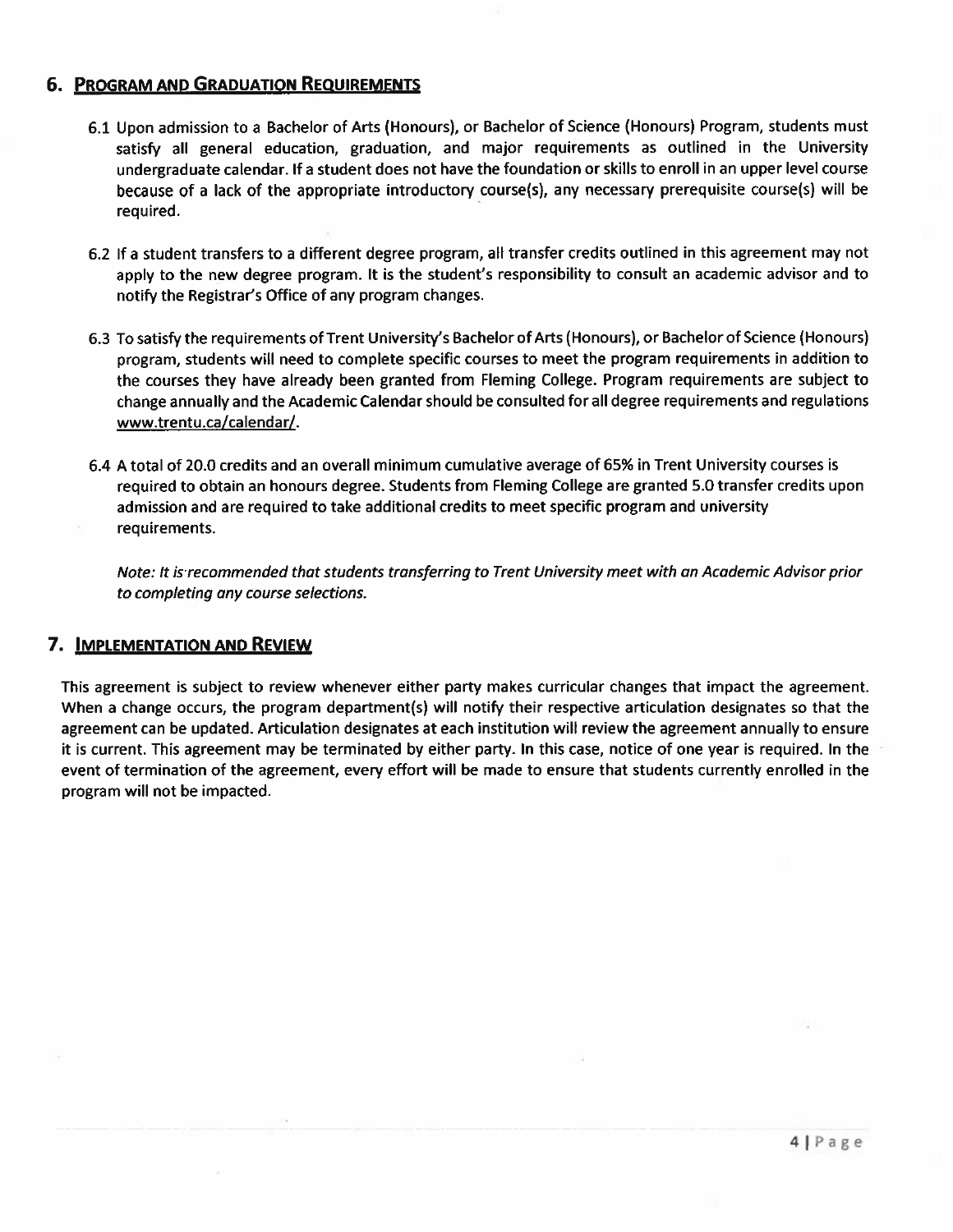## 6. Program and Graduation Requirements

6.1 Upon admission to a Bachelor of Arts (Honours), or Bachelor of Science (Honours) Program, students must satisfy all general education, graduation, and major requirements as outlined in the University undergraduate calendar. If a student does not have the foundation or skills to enroll in an upper level course because of a lack of the appropriate introductory course(s), any necessary prerequisite course(s) will be required.

6.2 If a student transfers to a different degree program, all transfer credits outlined in this agreement may not apply to the new degree program. It is the student's responsibility to consult an academic advisor and to notify the Registrar's Office of any program changes.

6.3 To satisfy the requirements of Trent University's Bachelor of Arts (Honours), or Bachelor of Science (Honours) program, students will need to complete specific courses to meet the program requirements in addition to the courses they have already been granted from Fleming College. Program requirements are subject to change annually and the Academic Calendar should be consulted for all degree requirements and regulations www.trentu.ca/calendar/.

6.4 A total of 20.0 credits and an overall minimum cumulative average of 65% in Trent University courses is required to obtain an honours degree. Students from Fleming College are granted 5.0 transfer credits upon admission and are required to take additional credits to meet specific program and university requirements.

*Note: It is recommended that students transferring to Trent University meet with an Academic Advisor prior to completing any course selections.*

## 7. Implementation and Review

This agreement is subject to review whenever either party makes curricular changes that impact the agreement. When a change occurs, the program department(s) will notify their respective articulation designates so that the agreement can be updated. Articulation designates at each institution will review the agreement annually to ensure it is current. This agreement may be terminated by either party. In this case, notice of one year is required. In the event of termination of the agreement, every effort will be made to ensure that students currently enrolled in the program will not be impacted.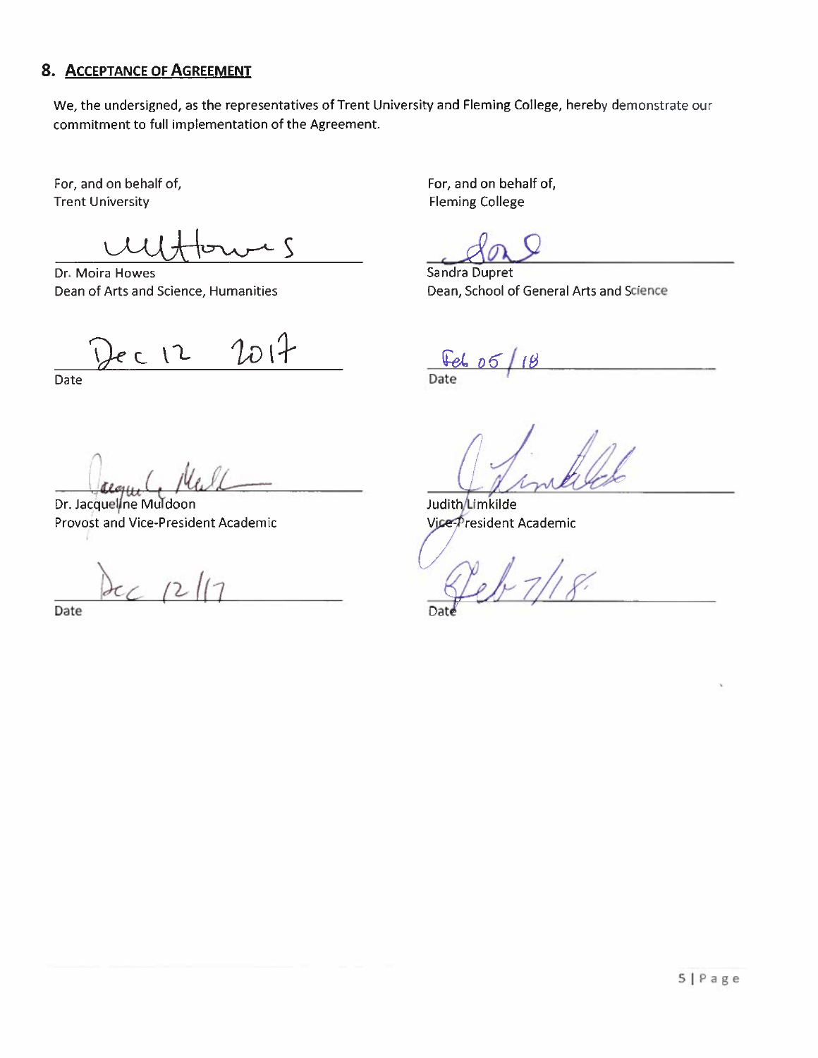## 8. Acceptance of Agreement

We, the undersigned, as the representatives of Trent University and Fleming College, hereby demonstrate our commitment to full implementation of the Agreement.

For, and on behalf of,
Trent University

Dr. Moira Howes
Dean of Arts and Science, Humanities

Dec 12 2017
Date

Dr. Jacqueline Muldoon
Provost and Vice-President Academic

Dec 12/17
Date

For, and on behalf of,
Fleming College

Sandra Dupret
Dean, School of General Arts and Science

Feb 05/18
Date

Judith Limkilde
Vice-President Academic

Feb 7/18
Date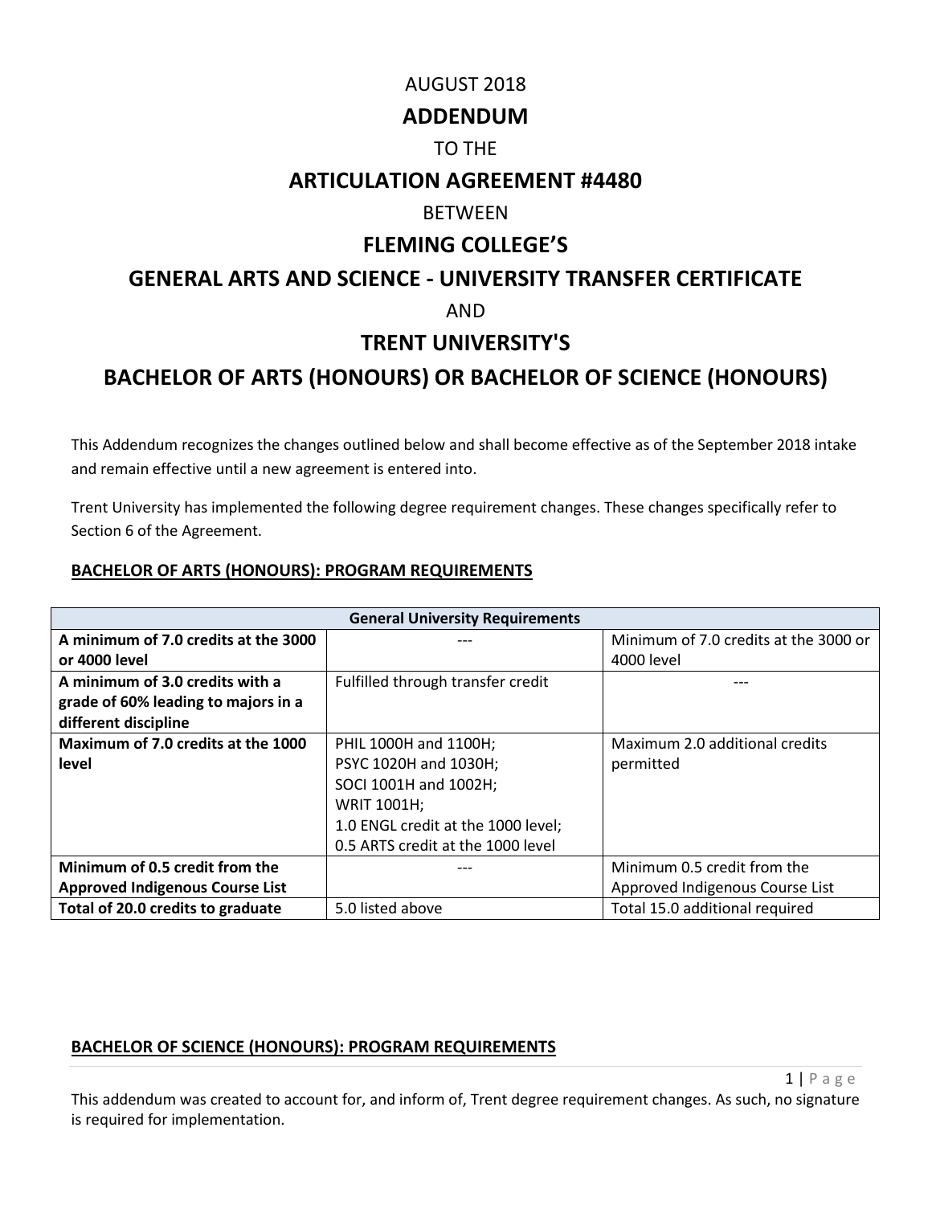AUGUST 2018

# ADDENDUM

TO THE

## ARTICULATION AGREEMENT #4480

BETWEEN

## FLEMING COLLEGE'S

## GENERAL ARTS AND SCIENCE - UNIVERSITY TRANSFER CERTIFICATE

AND

## TRENT UNIVERSITY'S

## BACHELOR OF ARTS (HONOURS) OR BACHELOR OF SCIENCE (HONOURS)

This Addendum recognizes the changes outlined below and shall become effective as of the September 2018 intake and remain effective until a new agreement is entered into.

Trent University has implemented the following degree requirement changes. These changes specifically refer to Section 6 of the Agreement.

### BACHELOR OF ARTS (HONOURS): PROGRAM REQUIREMENTS

| General University Requirements | | |
|---|---|---|
| **A minimum of 7.0 credits at the 3000 or 4000 level** | --- | Minimum of 7.0 credits at the 3000 or 4000 level |
| **A minimum of 3.0 credits with a grade of 60% leading to majors in a different discipline** | Fulfilled through transfer credit | --- |
| **Maximum of 7.0 credits at the 1000 level** | PHIL 1000H and 1100H;<br>PSYC 1020H and 1030H;<br>SOCI 1001H and 1002H;<br>WRIT 1001H;<br>1.0 ENGL credit at the 1000 level;<br>0.5 ARTS credit at the 1000 level | Maximum 2.0 additional credits permitted |
| **Minimum of 0.5 credit from the Approved Indigenous Course List** | --- | Minimum 0.5 credit from the Approved Indigenous Course List |
| **Total of 20.0 credits to graduate** | 5.0 listed above | Total 15.0 additional required |

### BACHELOR OF SCIENCE (HONOURS): PROGRAM REQUIREMENTS

This addendum was created to account for, and inform of, Trent degree requirement changes. As such, no signature is required for implementation.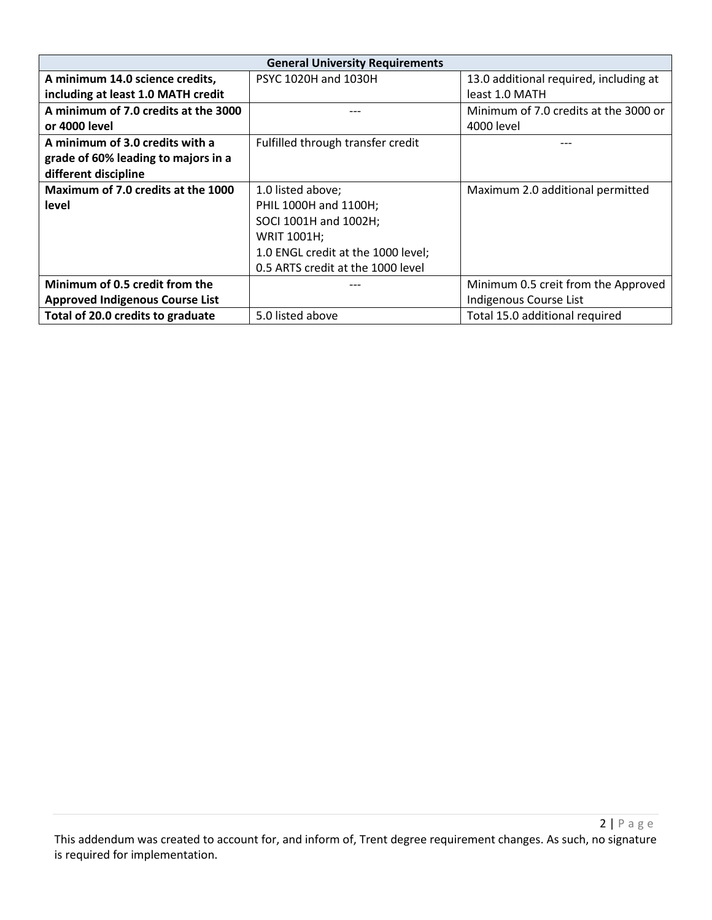| General University Requirements | | |
|---|---|---|
| **A minimum 14.0 science credits, including at least 1.0 MATH credit** | PSYC 1020H and 1030H | 13.0 additional required, including at least 1.0 MATH |
| **A minimum of 7.0 credits at the 3000 or 4000 level** | --- | Minimum of 7.0 credits at the 3000 or 4000 level |
| **A minimum of 3.0 credits with a grade of 60% leading to majors in a different discipline** | Fulfilled through transfer credit | --- |
| **Maximum of 7.0 credits at the 1000 level** | 1.0 listed above;<br>PHIL 1000H and 1100H;<br>SOCI 1001H and 1002H;<br>WRIT 1001H;<br>1.0 ENGL credit at the 1000 level;<br>0.5 ARTS credit at the 1000 level | Maximum 2.0 additional permitted |
| **Minimum of 0.5 credit from the Approved Indigenous Course List** | --- | Minimum 0.5 creit from the Approved Indigenous Course List |
| **Total of 20.0 credits to graduate** | 5.0 listed above | Total 15.0 additional required |

This addendum was created to account for, and inform of, Trent degree requirement changes. As such, no signature is required for implementation.